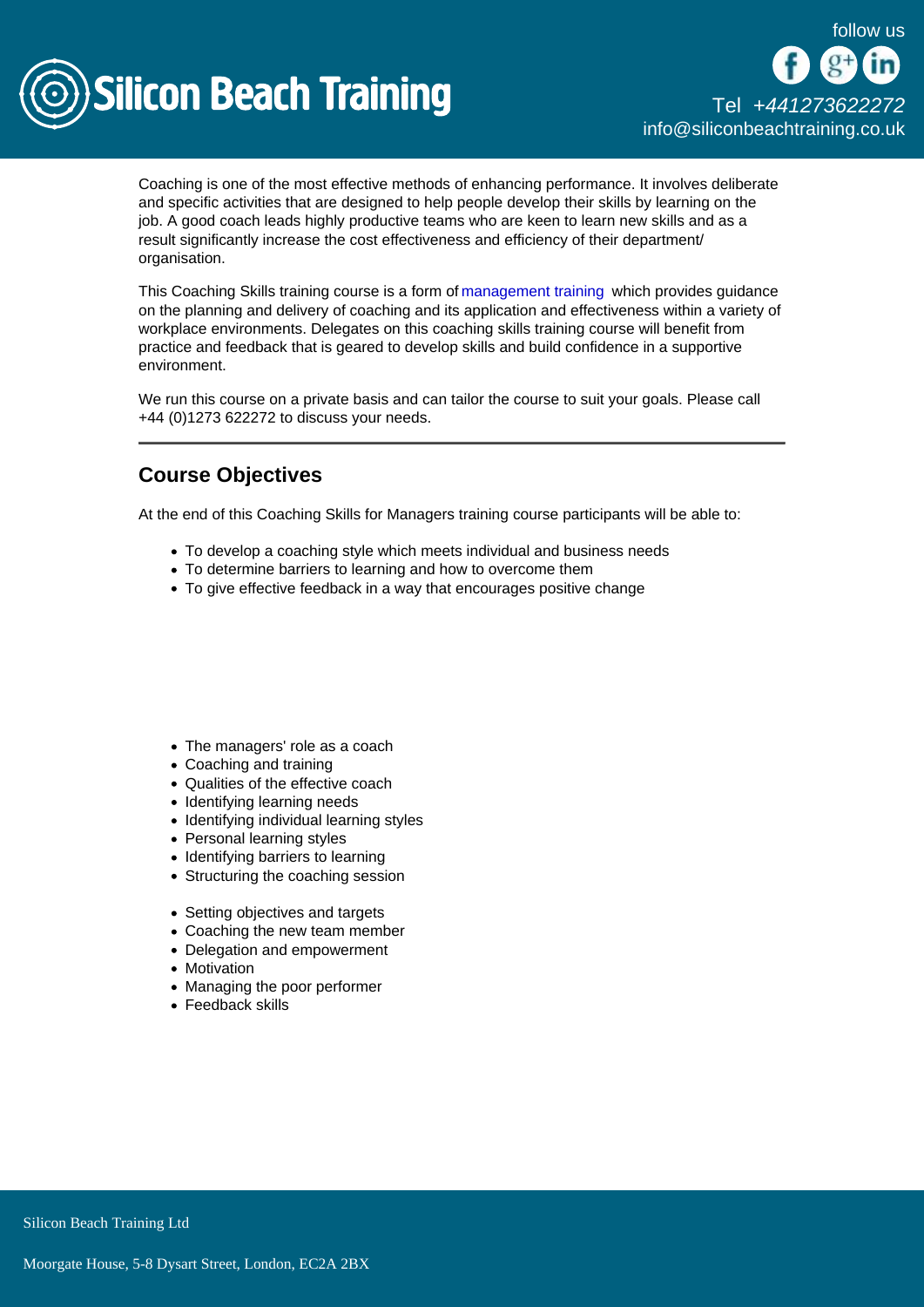Coaching is one of the most effective methods of enhancing performance. It involves deliberate and specific activities that are designed to help people develop their skills by learning on the job. A good coach leads highly productive teams who are keen to learn new skills and as a result significantly increase the cost effectiveness and efficiency of their department/ organisation.

This Coaching Skills training course is a form of management training which provides guidance on the planning and delivery of coaching and its application and effectiveness within a variety of workplace environments. Delegates on this coaching skills training course will benefit from practice and feedback that is geared to develop skills and build confidence in a supportive environment.

We run this course on a private basis and can tailor the course to suit your goals. Please call +44 (0)1273 622272 to discuss your needs.

---

## Course Objectives

At the end of this Coaching Skills for Managers training course participants will be able to:

- To develop a coaching style which meets individual and business needs
- To determine barriers to learning and how to overcome them
- To give effective feedback in a way that encourages positive change

- The managers' role as a coach
- Coaching and training
- Qualities of the effective coach
- Identifying learning needs
- Identifying individual learning styles
- Personal learning styles
- Identifying barriers to learning
- Structuring the coaching session

- Setting objectives and targets
- Coaching the new team member
- Delegation and empowerment
- Motivation
- Managing the poor performer
- Feedback skills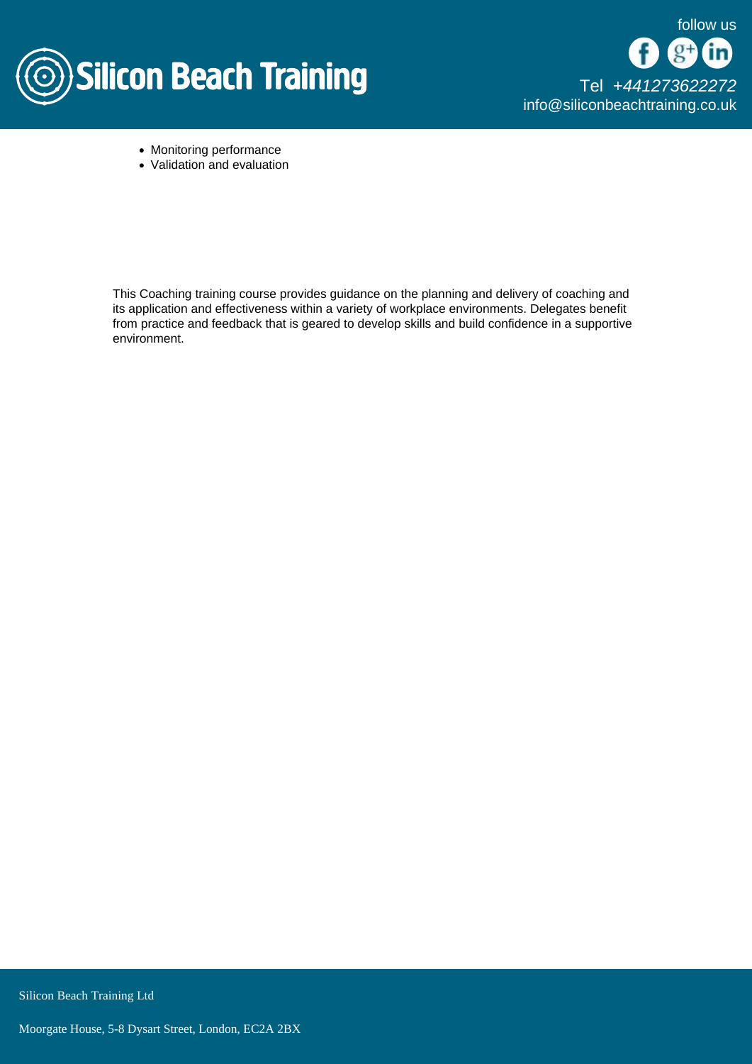- Monitoring performance
- Validation and evaluation

This Coaching training course provides guidance on the planning and delivery of coaching and its application and effectiveness within a variety of workplace environments. Delegates benefit from practice and feedback that is geared to develop skills and build confidence in a supportive environment.